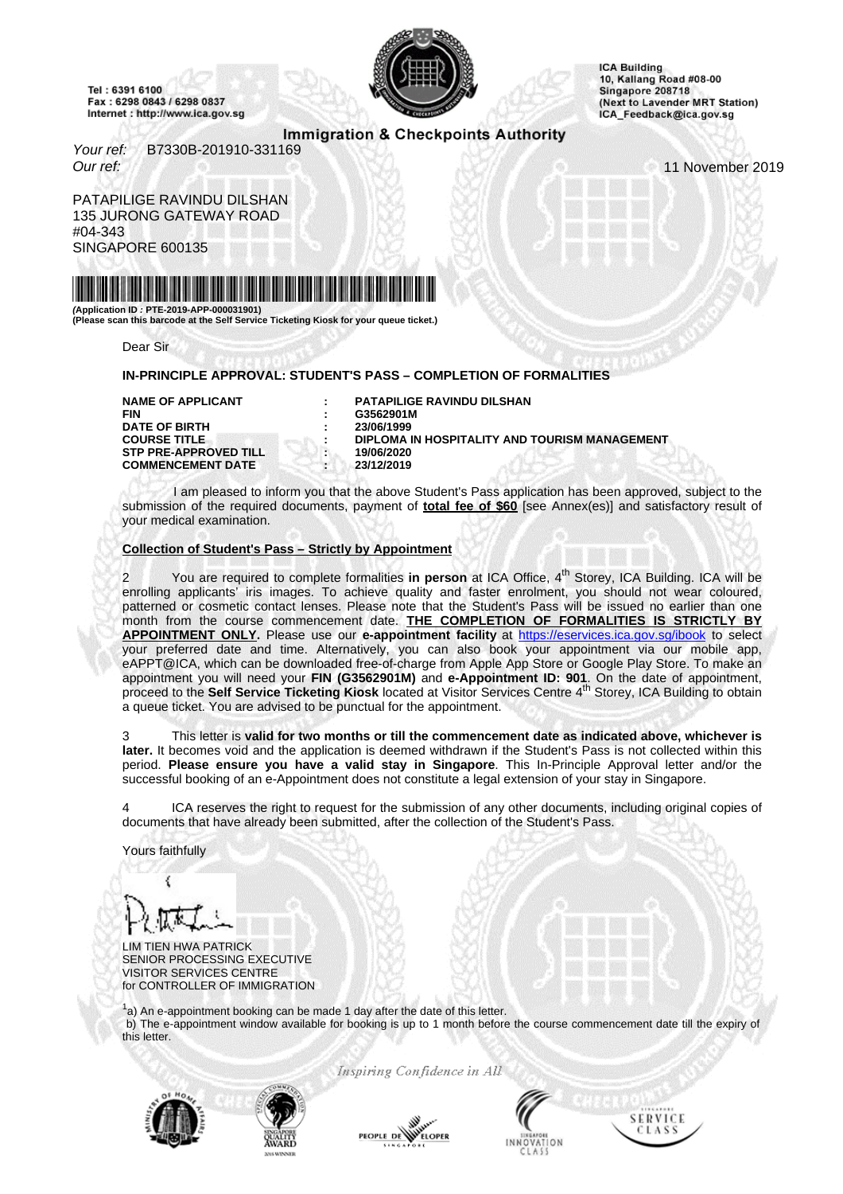Tel : 6391 6100
Fax : 6298 0843 / 6298 0837
Internet : http://www.ica.gov.sg

**ICA Building**
**10, Kallang Road #08-00**
**Singapore 208718**
**(Next to Lavender MRT Station)**
**ICA_Feedback@ica.gov.sg**

## Immigration & Checkpoints Authority

*Your ref:* B7330B-201910-331169
*Our ref:*

11 November 2019

PATAPILIGE RAVINDU DILSHAN
135 JURONG GATEWAY ROAD
#04-343
SINGAPORE 600135

**(Application ID : PTE-2019-APP-000031901)**
**(Please scan this barcode at the Self Service Ticketing Kiosk for your queue ticket.)**

Dear Sir

**IN-PRINCIPLE APPROVAL: STUDENT'S PASS – COMPLETION OF FORMALITIES**

| | | |
|---|---|---|
| **NAME OF APPLICANT** | : | **PATAPILIGE RAVINDU DILSHAN** |
| **FIN** | : | **G3562901M** |
| **DATE OF BIRTH** | : | **23/06/1999** |
| **COURSE TITLE** | : | **DIPLOMA IN HOSPITALITY AND TOURISM MANAGEMENT** |
| **STP PRE-APPROVED TILL** | : | **19/06/2020** |
| **COMMENCEMENT DATE** | : | **23/12/2019** |

I am pleased to inform you that the above Student's Pass application has been approved, subject to the submission of the required documents, payment of **total fee of $60** [see Annex(es)] and satisfactory result of your medical examination.

**Collection of Student's Pass – Strictly by Appointment**

2 You are required to complete formalities **in person** at ICA Office, 4th Storey, ICA Building. ICA will be enrolling applicants' iris images. To achieve quality and faster enrolment, you should not wear coloured, patterned or cosmetic contact lenses. Please note that the Student's Pass will be issued no earlier than one month from the course commencement date. **THE COMPLETION OF FORMALITIES IS STRICTLY BY APPOINTMENT ONLY.** Please use our **e-appointment facility** at https://eservices.ica.gov.sg/ibook to select your preferred date and time. Alternatively, you can also book your appointment via our mobile app, eAPPT@ICA, which can be downloaded free-of-charge from Apple App Store or Google Play Store. To make an appointment you will need your **FIN (G3562901M)** and **e-Appointment ID: 901**. On the date of appointment, proceed to the **Self Service Ticketing Kiosk** located at Visitor Services Centre 4th Storey, ICA Building to obtain a queue ticket. You are advised to be punctual for the appointment.

3 This letter is **valid for two months or till the commencement date as indicated above, whichever is later.** It becomes void and the application is deemed withdrawn if the Student's Pass is not collected within this period. **Please ensure you have a valid stay in Singapore**. This In-Principle Approval letter and/or the successful booking of an e-Appointment does not constitute a legal extension of your stay in Singapore.

4 ICA reserves the right to request for the submission of any other documents, including original copies of documents that have already been submitted, after the collection of the Student's Pass.

Yours faithfully

LIM TIEN HWA PATRICK
SENIOR PROCESSING EXECUTIVE
VISITOR SERVICES CENTRE
for CONTROLLER OF IMMIGRATION

[1]a) An e-appointment booking can be made 1 day after the date of this letter.
b) The e-appointment window available for booking is up to 1 month before the course commencement date till the expiry of this letter.

*Inspiring Confidence in All*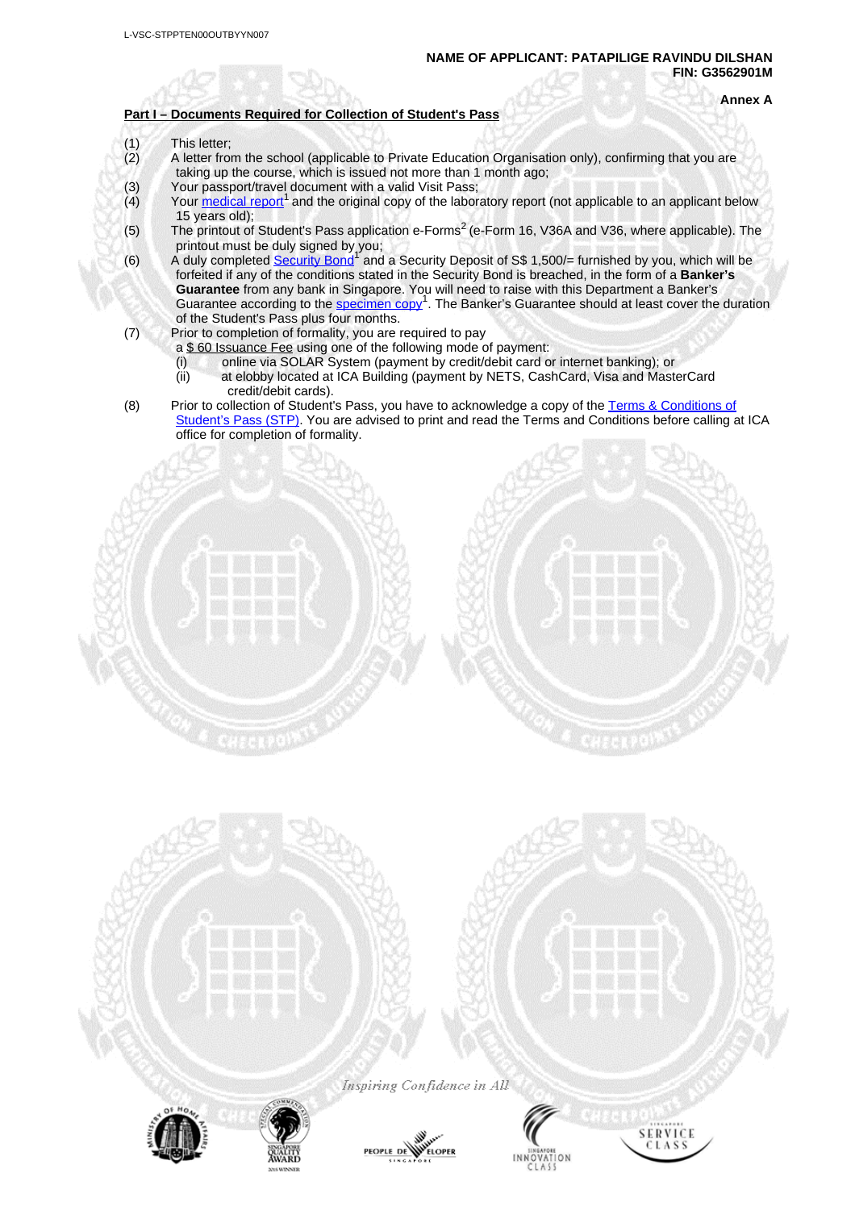L-VSC-STPPTEN00OUTBYYN007

**NAME OF APPLICANT: PATAPILIGE RAVINDU DILSHAN**
**FIN: G3562901M**

**Annex A**

**Part I – Documents Required for Collection of Student's Pass**

(1) This letter;

(2) A letter from the school (applicable to Private Education Organisation only), confirming that you are taking up the course, which is issued not more than 1 month ago;

(3) Your passport/travel document with a valid Visit Pass;

(4) Your medical report[1] and the original copy of the laboratory report (not applicable to an applicant below 15 years old);

(5) The printout of Student's Pass application e-Forms[2] (e-Form 16, V36A and V36, where applicable). The printout must be duly signed by you;

(6) A duly completed Security Bond[1] and a Security Deposit of S$ 1,500/= furnished by you, which will be forfeited if any of the conditions stated in the Security Bond is breached, in the form of a **Banker's Guarantee** from any bank in Singapore. You will need to raise with this Department a Banker's Guarantee according to the specimen copy[1]. The Banker's Guarantee should at least cover the duration of the Student's Pass plus four months.

(7) Prior to completion of formality, you are required to pay a $ 60 Issuance Fee using one of the following mode of payment:
   (i) online via SOLAR System (payment by credit/debit card or internet banking); or
   (ii) at elobby located at ICA Building (payment by NETS, CashCard, Visa and MasterCard credit/debit cards).

(8) Prior to collection of Student's Pass, you have to acknowledge a copy of the Terms & Conditions of Student's Pass (STP). You are advised to print and read the Terms and Conditions before calling at ICA office for completion of formality.

*Inspiring Confidence in All*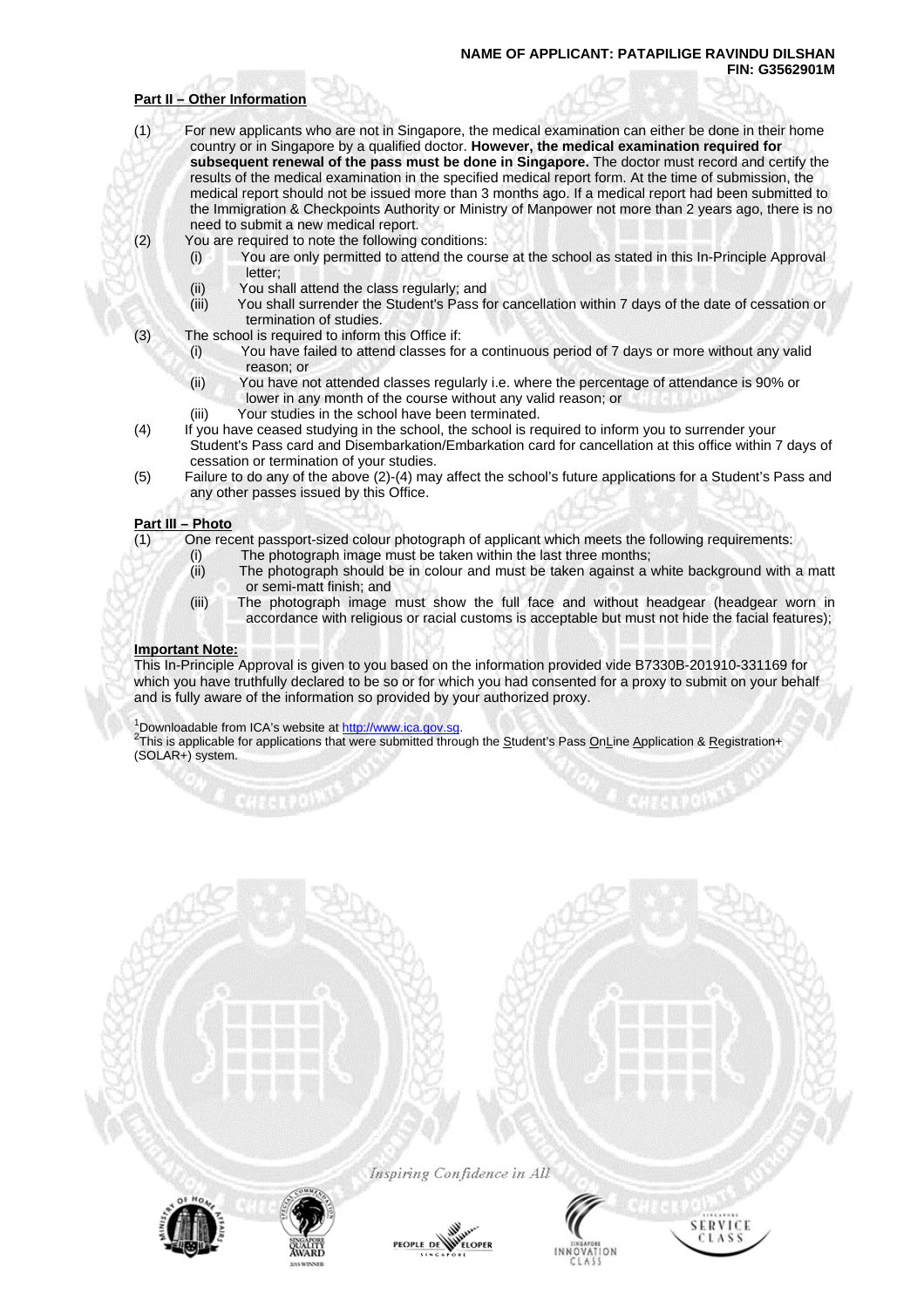**NAME OF APPLICANT: PATAPILIGE RAVINDU DILSHAN**
**FIN: G3562901M**

## Part II – Other Information

(1) For new applicants who are not in Singapore, the medical examination can either be done in their home country or in Singapore by a qualified doctor. **However, the medical examination required for subsequent renewal of the pass must be done in Singapore.** The doctor must record and certify the results of the medical examination in the specified medical report form. At the time of submission, the medical report should not be issued more than 3 months ago. If a medical report had been submitted to the Immigration & Checkpoints Authority or Ministry of Manpower not more than 2 years ago, there is no need to submit a new medical report.

(2) You are required to note the following conditions:
  - (i) You are only permitted to attend the course at the school as stated in this In-Principle Approval letter;
  - (ii) You shall attend the class regularly; and
  - (iii) You shall surrender the Student's Pass for cancellation within 7 days of the date of cessation or termination of studies.

(3) The school is required to inform this Office if:
  - (i) You have failed to attend classes for a continuous period of 7 days or more without any valid reason; or
  - (ii) You have not attended classes regularly i.e. where the percentage of attendance is 90% or lower in any month of the course without any valid reason; or
  - (iii) Your studies in the school have been terminated.

(4) If you have ceased studying in the school, the school is required to inform you to surrender your Student's Pass card and Disembarkation/Embarkation card for cancellation at this office within 7 days of cessation or termination of your studies.

(5) Failure to do any of the above (2)-(4) may affect the school's future applications for a Student's Pass and any other passes issued by this Office.

## Part III – Photo

(1) One recent passport-sized colour photograph of applicant which meets the following requirements:
  - (i) The photograph image must be taken within the last three months;
  - (ii) The photograph should be in colour and must be taken against a white background with a matt or semi-matt finish; and
  - (iii) The photograph image must show the full face and without headgear (headgear worn in accordance with religious or racial customs is acceptable but must not hide the facial features);

**Important Note:**

This In-Principle Approval is given to you based on the information provided vide B7330B-201910-331169 for which you have truthfully declared to be so or for which you had consented for a proxy to submit on your behalf and is fully aware of the information so provided by your authorized proxy.

[1] Downloadable from ICA's website at http://www.ica.gov.sg.
[2] This is applicable for applications that were submitted through the Student's Pass OnLine Application & Registration+ (SOLAR+) system.

*Inspiring Confidence in All*